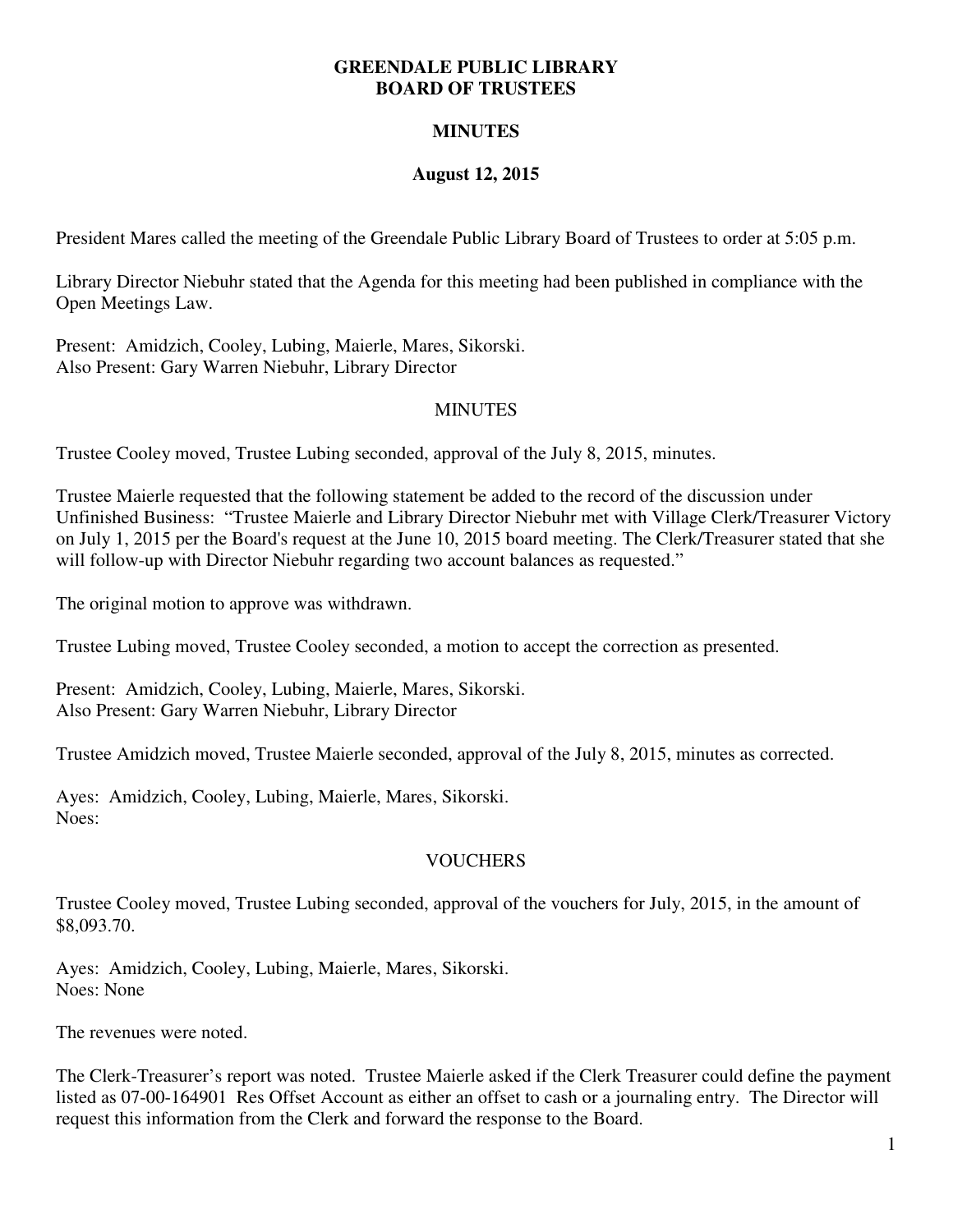**GREENDALE PUBLIC LIBRARY**
**BOARD OF TRUSTEES**

**MINUTES**

**August 12, 2015**

President Mares called the meeting of the Greendale Public Library Board of Trustees to order at 5:05 p.m.

Library Director Niebuhr stated that the Agenda for this meeting had been published in compliance with the Open Meetings Law.

Present: Amidzich, Cooley, Lubing, Maierle, Mares, Sikorski.
Also Present: Gary Warren Niebuhr, Library Director

MINUTES

Trustee Cooley moved, Trustee Lubing seconded, approval of the July 8, 2015, minutes.

Trustee Maierle requested that the following statement be added to the record of the discussion under Unfinished Business: "Trustee Maierle and Library Director Niebuhr met with Village Clerk/Treasurer Victory on July 1, 2015 per the Board's request at the June 10, 2015 board meeting. The Clerk/Treasurer stated that she will follow-up with Director Niebuhr regarding two account balances as requested."

The original motion to approve was withdrawn.

Trustee Lubing moved, Trustee Cooley seconded, a motion to accept the correction as presented.

Present: Amidzich, Cooley, Lubing, Maierle, Mares, Sikorski.
Also Present: Gary Warren Niebuhr, Library Director

Trustee Amidzich moved, Trustee Maierle seconded, approval of the July 8, 2015, minutes as corrected.

Ayes: Amidzich, Cooley, Lubing, Maierle, Mares, Sikorski.
Noes:

VOUCHERS

Trustee Cooley moved, Trustee Lubing seconded, approval of the vouchers for July, 2015, in the amount of $8,093.70.

Ayes: Amidzich, Cooley, Lubing, Maierle, Mares, Sikorski.
Noes: None

The revenues were noted.

The Clerk-Treasurer's report was noted. Trustee Maierle asked if the Clerk Treasurer could define the payment listed as 07-00-164901 Res Offset Account as either an offset to cash or a journaling entry. The Director will request this information from the Clerk and forward the response to the Board.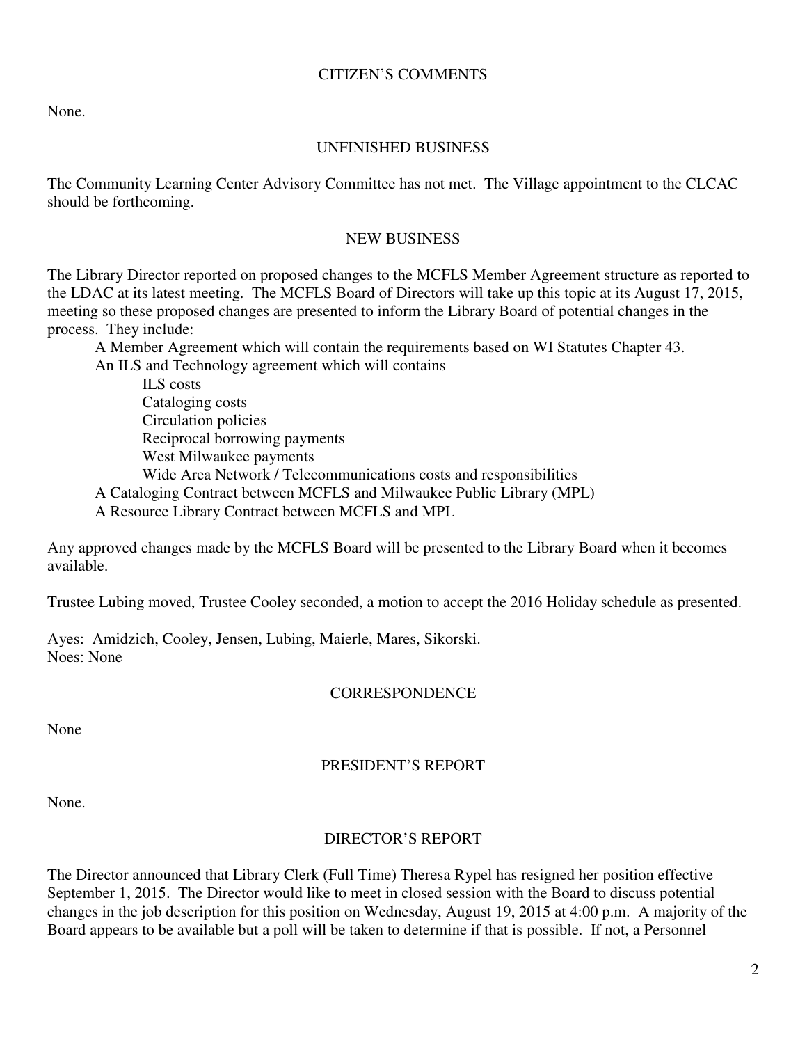## CITIZEN'S COMMENTS

None.

## UNFINISHED BUSINESS

The Community Learning Center Advisory Committee has not met. The Village appointment to the CLCAC should be forthcoming.

## NEW BUSINESS

The Library Director reported on proposed changes to the MCFLS Member Agreement structure as reported to the LDAC at its latest meeting. The MCFLS Board of Directors will take up this topic at its August 17, 2015, meeting so these proposed changes are presented to inform the Library Board of potential changes in the process. They include:

- A Member Agreement which will contain the requirements based on WI Statutes Chapter 43.
- An ILS and Technology agreement which will contains
    - ILS costs
    - Cataloging costs
    - Circulation policies
    - Reciprocal borrowing payments
    - West Milwaukee payments
    - Wide Area Network / Telecommunications costs and responsibilities
- A Cataloging Contract between MCFLS and Milwaukee Public Library (MPL)
- A Resource Library Contract between MCFLS and MPL

Any approved changes made by the MCFLS Board will be presented to the Library Board when it becomes available.

Trustee Lubing moved, Trustee Cooley seconded, a motion to accept the 2016 Holiday schedule as presented.

Ayes: Amidzich, Cooley, Jensen, Lubing, Maierle, Mares, Sikorski.
Noes: None

## CORRESPONDENCE

None

## PRESIDENT'S REPORT

None.

## DIRECTOR'S REPORT

The Director announced that Library Clerk (Full Time) Theresa Rypel has resigned her position effective September 1, 2015. The Director would like to meet in closed session with the Board to discuss potential changes in the job description for this position on Wednesday, August 19, 2015 at 4:00 p.m. A majority of the Board appears to be available but a poll will be taken to determine if that is possible. If not, a Personnel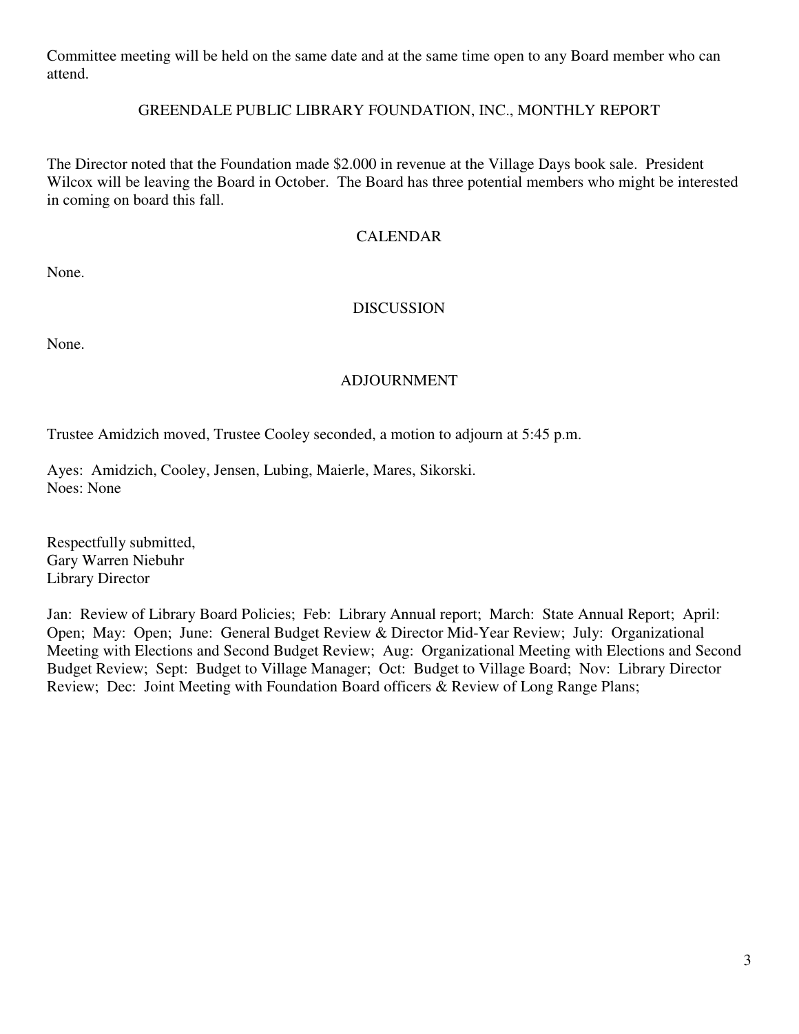Committee meeting will be held on the same date and at the same time open to any Board member who can attend.

## GREENDALE PUBLIC LIBRARY FOUNDATION, INC., MONTHLY REPORT

The Director noted that the Foundation made $2.000 in revenue at the Village Days book sale. President Wilcox will be leaving the Board in October. The Board has three potential members who might be interested in coming on board this fall.

## CALENDAR

None.

## DISCUSSION

None.

## ADJOURNMENT

Trustee Amidzich moved, Trustee Cooley seconded, a motion to adjourn at 5:45 p.m.

Ayes: Amidzich, Cooley, Jensen, Lubing, Maierle, Mares, Sikorski.
Noes: None

Respectfully submitted,
Gary Warren Niebuhr
Library Director

Jan: Review of Library Board Policies; Feb: Library Annual report; March: State Annual Report; April: Open; May: Open; June: General Budget Review & Director Mid-Year Review; July: Organizational Meeting with Elections and Second Budget Review; Aug: Organizational Meeting with Elections and Second Budget Review; Sept: Budget to Village Manager; Oct: Budget to Village Board; Nov: Library Director Review; Dec: Joint Meeting with Foundation Board officers & Review of Long Range Plans;